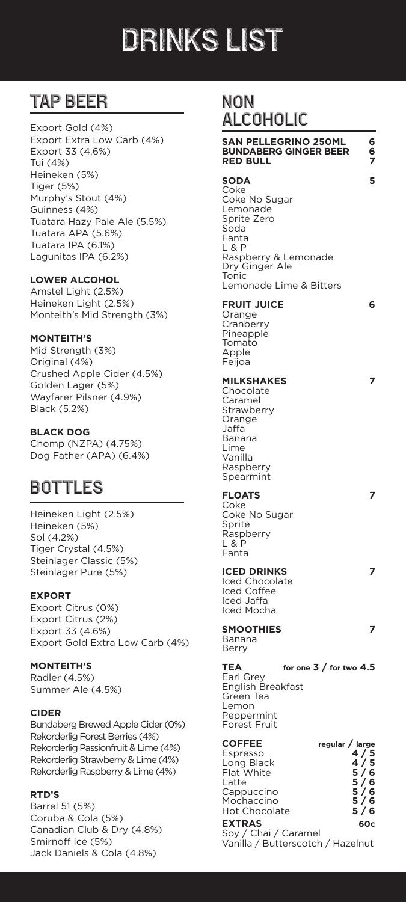# DRINKS LIST

## TAP BEER

Export Gold (4%)
Export Extra Low Carb (4%)
Export 33 (4.6%)
Tui (4%)
Heineken (5%)
Tiger (5%)
Murphy's Stout (4%)
Guinness (4%)
Tuatara Hazy Pale Ale (5.5%)
Tuatara APA (5.6%)
Tuatara IPA (6.1%)
Lagunitas IPA (6.2%)

**LOWER ALCOHOL**
Amstel Light (2.5%)
Heineken Light (2.5%)
Monteith's Mid Strength (3%)

**MONTEITH'S**
Mid Strength (3%)
Original (4%)
Crushed Apple Cider (4.5%)
Golden Lager (5%)
Wayfarer Pilsner (4.9%)
Black (5.2%)

**BLACK DOG**
Chomp (NZPA) (4.75%)
Dog Father (APA) (6.4%)

## BOTTLES

Heineken Light (2.5%)
Heineken (5%)
Sol (4.2%)
Tiger Crystal (4.5%)
Steinlager Classic (5%)
Steinlager Pure (5%)

**EXPORT**
Export Citrus (0%)
Export Citrus (2%)
Export 33 (4.6%)
Export Gold Extra Low Carb (4%)

**MONTEITH'S**
Radler (4.5%)
Summer Ale (4.5%)

**CIDER**
Bundaberg Brewed Apple Cider (0%)
Rekorderlig Forest Berries (4%)
Rekorderlig Passionfruit & Lime (4%)
Rekorderlig Strawberry & Lime (4%)
Rekorderlig Raspberry & Lime (4%)

**RTD'S**
Barrel 51 (5%)
Coruba & Cola (5%)
Canadian Club & Dry (4.8%)
Smirnoff Ice (5%)
Jack Daniels & Cola (4.8%)

## NON ALCOHOLIC

**SAN PELLEGRINO 250ML** 6
**BUNDABERG GINGER BEER** 6
**RED BULL** 7

**SODA** 5
Coke
Coke No Sugar
Lemonade
Sprite Zero
Soda
Fanta
L & P
Raspberry & Lemonade
Dry Ginger Ale
Tonic
Lemonade Lime & Bitters

**FRUIT JUICE** 6
Orange
Cranberry
Pineapple
Tomato
Apple
Feijoa

**MILKSHAKES** 7
Chocolate
Caramel
Strawberry
Orange
Jaffa
Banana
Lime
Vanilla
Raspberry
Spearmint

**FLOATS** 7
Coke
Coke No Sugar
Sprite
Raspberry
L & P
Fanta

**ICED DRINKS** 7
Iced Chocolate
Iced Coffee
Iced Jaffa
Iced Mocha

**SMOOTHIES** 7
Banana
Berry

**TEA** for one 3 / for two 4.5
Earl Grey
English Breakfast
Green Tea
Lemon
Peppermint
Forest Fruit

| **COFFEE** | regular / large |
|---|---|
| Espresso | 4 / 5 |
| Long Black | 4 / 5 |
| Flat White | 5 / 6 |
| Latte | 5 / 6 |
| Cappuccino | 5 / 6 |
| Mochaccino | 5 / 6 |
| Hot Chocolate | 5 / 6 |

**EXTRAS** 60c
Soy / Chai / Caramel
Vanilla / Butterscotch / Hazelnut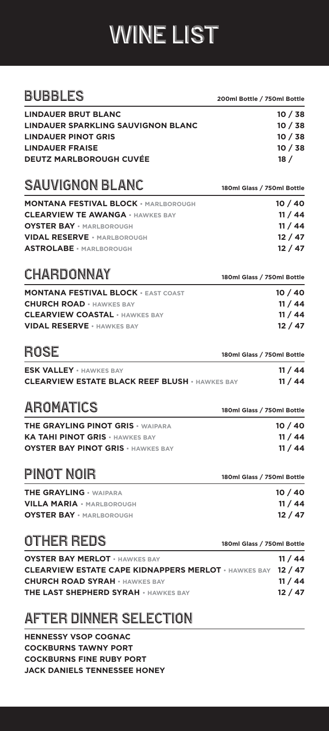# WINE LIST

## BUBBLES

| | 200ml Bottle / 750ml Bottle |
|---|---|
| **LINDAUER BRUT BLANC** | **10 / 38** |
| **LINDAUER SPARKLING SAUVIGNON BLANC** | **10 / 38** |
| **LINDAUER PINOT GRIS** | **10 / 38** |
| **LINDAUER FRAISE** | **10 / 38** |
| **DEUTZ MARLBOROUGH CUVÉE** | **18 /** |

## SAUVIGNON BLANC

| | 180ml Glass / 750ml Bottle |
|---|---|
| **MONTANA FESTIVAL BLOCK** • MARLBOROUGH | **10 / 40** |
| **CLEARVIEW TE AWANGA** • HAWKES BAY | **11 / 44** |
| **OYSTER BAY** • MARLBOROUGH | **11 / 44** |
| **VIDAL RESERVE** • MARLBOROUGH | **12 / 47** |
| **ASTROLABE** • MARLBOROUGH | **12 / 47** |

## CHARDONNAY

| | 180ml Glass / 750ml Bottle |
|---|---|
| **MONTANA FESTIVAL BLOCK** • EAST COAST | **10 / 40** |
| **CHURCH ROAD** • HAWKES BAY | **11 / 44** |
| **CLEARVIEW COASTAL** • HAWKES BAY | **11 / 44** |
| **VIDAL RESERVE** • HAWKES BAY | **12 / 47** |

## ROSE

| | 180ml Glass / 750ml Bottle |
|---|---|
| **ESK VALLEY** • HAWKES BAY | **11 / 44** |
| **CLEARVIEW ESTATE BLACK REEF BLUSH** • HAWKES BAY | **11 / 44** |

## AROMATICS

| | 180ml Glass / 750ml Bottle |
|---|---|
| **THE GRAYLING PINOT GRIS** • WAIPARA | **10 / 40** |
| **KA TAHI PINOT GRIS** • HAWKES BAY | **11 / 44** |
| **OYSTER BAY PINOT GRIS** • HAWKES BAY | **11 / 44** |

## PINOT NOIR

| | 180ml Glass / 750ml Bottle |
|---|---|
| **THE GRAYLING** • WAIPARA | **10 / 40** |
| **VILLA MARIA** • MARLBOROUGH | **11 / 44** |
| **OYSTER BAY** • MARLBOROUGH | **12 / 47** |

## OTHER REDS

| | 180ml Glass / 750ml Bottle |
|---|---|
| **OYSTER BAY MERLOT** • HAWKES BAY | **11 / 44** |
| **CLEARVIEW ESTATE CAPE KIDNAPPERS MERLOT** • HAWKES BAY | **12 / 47** |
| **CHURCH ROAD SYRAH** • HAWKES BAY | **11 / 44** |
| **THE LAST SHEPHERD SYRAH** • HAWKES BAY | **12 / 47** |

## AFTER DINNER SELECTION

**HENNESSY VSOP COGNAC**
**COCKBURNS TAWNY PORT**
**COCKBURNS FINE RUBY PORT**
**JACK DANIELS TENNESSEE HONEY**